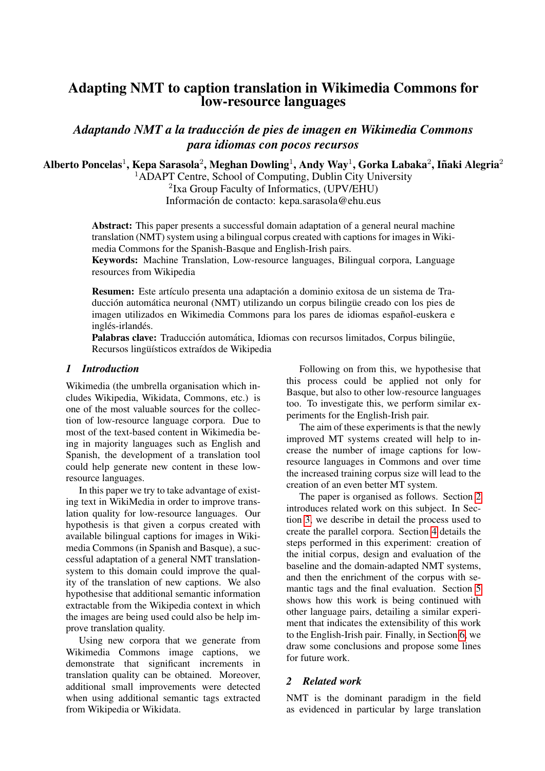# Adapting NMT to caption translation in Wikimedia Commons for low-resource languages

## *Adaptando NMT a la traducción de pies de imagen en Wikimedia Commons para idiomas con pocos recursos*

**Alberto Poncelas**[1], **Kepa Sarasola**[2], **Meghan Dowling**[1], **Andy Way**[1], **Gorka Labaka**[2], **Iñaki Alegria**[2]

[1]ADAPT Centre, School of Computing, Dublin City University

[2]Ixa Group Faculty of Informatics, (UPV/EHU)

Información de contacto: kepa.sarasola@ehu.eus

**Abstract:** This paper presents a successful domain adaptation of a general neural machine translation (NMT) system using a bilingual corpus created with captions for images in Wikimedia Commons for the Spanish-Basque and English-Irish pairs.

**Keywords:** Machine Translation, Low-resource languages, Bilingual corpora, Language resources from Wikipedia

**Resumen:** Este artículo presenta una adaptación a dominio exitosa de un sistema de Traducción automática neuronal (NMT) utilizando un corpus bilingüe creado con los pies de imagen utilizados en Wikimedia Commons para los pares de idiomas español-euskera e inglés-irlandés.

**Palabras clave:** Traducción automática, Idiomas con recursos limitados, Corpus bilingüe, Recursos lingüísticos extraídos de Wikipedia

## *1 Introduction*

Wikimedia (the umbrella organisation which includes Wikipedia, Wikidata, Commons, etc.) is one of the most valuable sources for the collection of low-resource language corpora. Due to most of the text-based content in Wikimedia being in majority languages such as English and Spanish, the development of a translation tool could help generate new content in these low-resource languages.

In this paper we try to take advantage of existing text in WikiMedia in order to improve translation quality for low-resource languages. Our hypothesis is that given a corpus created with available bilingual captions for images in Wikimedia Commons (in Spanish and Basque), a successful adaptation of a general NMT translation-system to this domain could improve the quality of the translation of new captions. We also hypothesise that additional semantic information extractable from the Wikipedia context in which the images are being used could also be help improve translation quality.

Using new corpora that we generate from Wikimedia Commons image captions, we demonstrate that significant increments in translation quality can be obtained. Moreover, additional small improvements were detected when using additional semantic tags extracted from Wikipedia or Wikidata.

Following on from this, we hypothesise that this process could be applied not only for Basque, but also to other low-resource languages too. To investigate this, we perform similar experiments for the English-Irish pair.

The aim of these experiments is that the newly improved MT systems created will help to increase the number of image captions for low-resource languages in Commons and over time the increased training corpus size will lead to the creation of an even better MT system.

The paper is organised as follows. Section 2 introduces related work on this subject. In Section 3, we describe in detail the process used to create the parallel corpora. Section 4 details the steps performed in this experiment: creation of the initial corpus, design and evaluation of the baseline and the domain-adapted NMT systems, and then the enrichment of the corpus with semantic tags and the final evaluation. Section 5 shows how this work is being continued with other language pairs, detailing a similar experiment that indicates the extensibility of this work to the English-Irish pair. Finally, in Section 6, we draw some conclusions and propose some lines for future work.

## *2 Related work*

NMT is the dominant paradigm in the field as evidenced in particular by large translation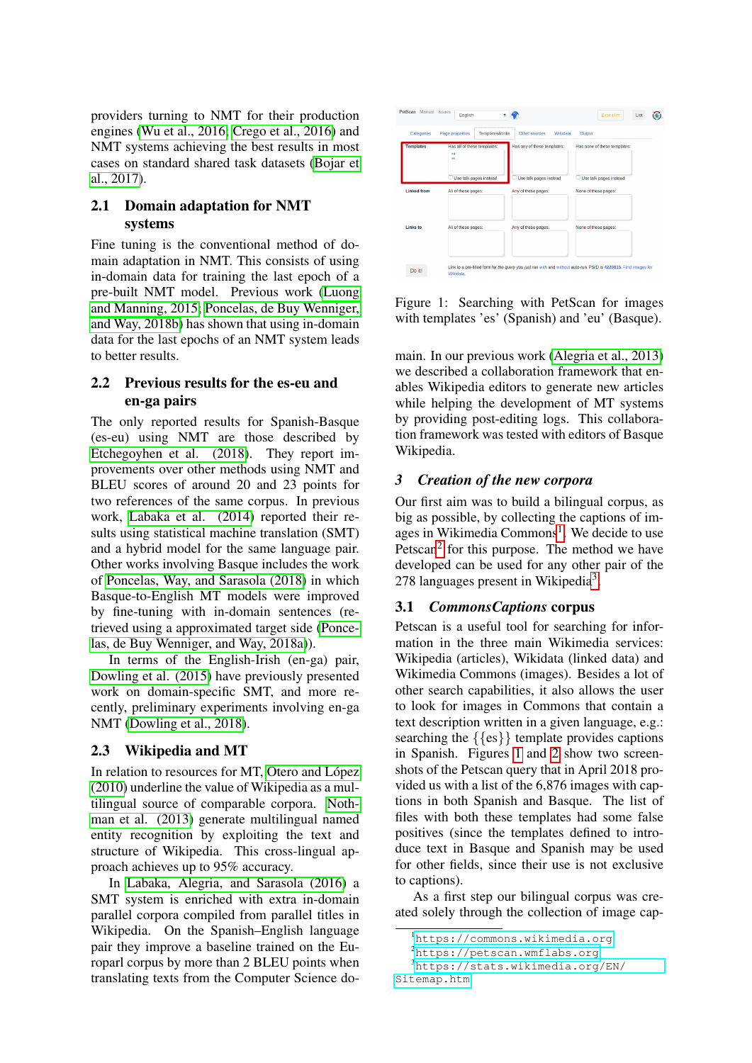providers turning to NMT for their production engines (Wu et al., 2016; Crego et al., 2016) and NMT systems achieving the best results in most cases on standard shared task datasets (Bojar et al., 2017).

## 2.1 Domain adaptation for NMT systems

Fine tuning is the conventional method of domain adaptation in NMT. This consists of using in-domain data for training the last epoch of a pre-built NMT model. Previous work (Luong and Manning, 2015; Poncelas, de Buy Wenniger, and Way, 2018b) has shown that using in-domain data for the last epochs of an NMT system leads to better results.

## 2.2 Previous results for the es-eu and en-ga pairs

The only reported results for Spanish-Basque (es-eu) using NMT are those described by Etchegoyhen et al. (2018). They report improvements over other methods using NMT and BLEU scores of around 20 and 23 points for two references of the same corpus. In previous work, Labaka et al. (2014) reported their results using statistical machine translation (SMT) and a hybrid model for the same language pair. Other works involving Basque includes the work of Poncelas, Way, and Sarasola (2018) in which Basque-to-English MT models were improved by fine-tuning with in-domain sentences (retrieved using a approximated target side (Poncelas, de Buy Wenniger, and Way, 2018a)).

In terms of the English-Irish (en-ga) pair, Dowling et al. (2015) have previously presented work on domain-specific SMT, and more recently, preliminary experiments involving en-ga NMT (Dowling et al., 2018).

## 2.3 Wikipedia and MT

In relation to resources for MT, Otero and López (2010) underline the value of Wikipedia as a multilingual source of comparable corpora. Nothman et al. (2013) generate multilingual named entity recognition by exploiting the text and structure of Wikipedia. This cross-lingual approach achieves up to 95% accuracy.

In Labaka, Alegria, and Sarasola (2016) a SMT system is enriched with extra in-domain parallel corpora compiled from parallel titles in Wikipedia. On the Spanish–English language pair they improve a baseline trained on the Europarl corpus by more than 2 BLEU points when translating texts from the Computer Science domain. In our previous work (Alegria et al., 2013) we described a collaboration framework that enables Wikipedia editors to generate new articles while helping the development of MT systems by providing post-editing logs. This collaboration framework was tested with editors of Basque Wikipedia.

Figure 1: Searching with PetScan for images with templates 'es' (Spanish) and 'eu' (Basque).

## 3 *Creation of the new corpora*

Our first aim was to build a bilingual corpus, as big as possible, by collecting the captions of images in Wikimedia Commons[1]. We decide to use Petscan[2] for this purpose. The method we have developed can be used for any other pair of the 278 languages present in Wikipedia[3].

## 3.1 *CommonsCaptions* corpus

Petscan is a useful tool for searching for information in the three main Wikimedia services: Wikipedia (articles), Wikidata (linked data) and Wikimedia Commons (images). Besides a lot of other search capabilities, it also allows the user to look for images in Commons that contain a text description written in a given language, e.g.: searching the {{es}} template provides captions in Spanish. Figures 1 and 2 show two screenshots of the Petscan query that in April 2018 provided us with a list of the 6,876 images with captions in both Spanish and Basque. The list of files with both these templates had some false positives (since the templates defined to introduce text in Basque and Spanish may be used for other fields, since their use is not exclusive to captions).

As a first step our bilingual corpus was created solely through the collection of image cap-

[1] https://commons.wikimedia.org
[2] https://petscan.wmflabs.org
[3] https://stats.wikimedia.org/EN/Sitemap.htm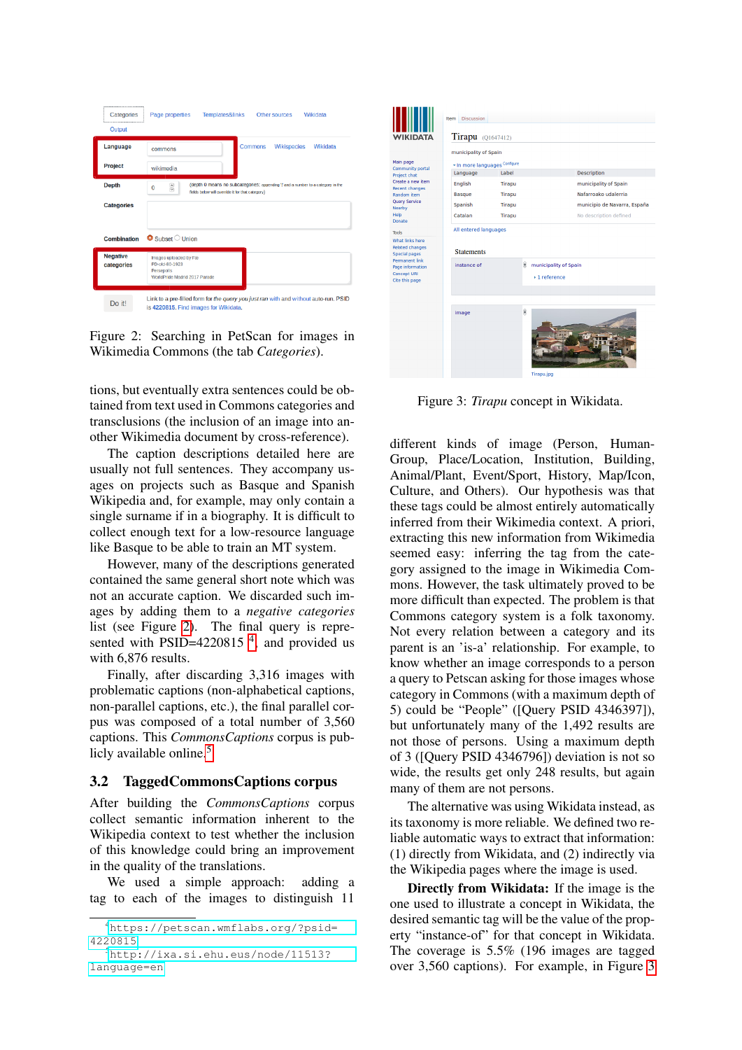Figure 2: Searching in PetScan for images in Wikimedia Commons (the tab *Categories*).

tions, but eventually extra sentences could be obtained from text used in Commons categories and transclusions (the inclusion of an image into another Wikimedia document by cross-reference).

The caption descriptions detailed here are usually not full sentences. They accompany usages on projects such as Basque and Spanish Wikipedia and, for example, may only contain a single surname if in a biography. It is difficult to collect enough text for a low-resource language like Basque to be able to train an MT system.

However, many of the descriptions generated contained the same general short note which was not an accurate caption. We discarded such images by adding them to a *negative categories* list (see Figure 2). The final query is represented with PSID=4220815 [4], and provided us with 6,876 results.

Finally, after discarding 3,316 images with problematic captions (non-alphabetical captions, non-parallel captions, etc.), the final parallel corpus was composed of a total number of 3,560 captions. This *CommonsCaptions* corpus is publicly available online.[5]

## 3.2 TaggedCommonsCaptions corpus

After building the *CommonsCaptions* corpus collect semantic information inherent to the Wikipedia context to test whether the inclusion of this knowledge could bring an improvement in the quality of the translations.

We used a simple approach: adding a tag to each of the images to distinguish 11 different kinds of image (Person, HumanGroup, Place/Location, Institution, Building, Animal/Plant, Event/Sport, History, Map/Icon, Culture, and Others). Our hypothesis was that these tags could be almost entirely automatically inferred from their Wikimedia context. A priori, extracting this new information from Wikimedia seemed easy: inferring the tag from the category assigned to the image in Wikimedia Commons. However, the task ultimately proved to be more difficult than expected. The problem is that Commons category system is a folk taxonomy. Not every relation between a category and its parent is an 'is-a' relationship. For example, to know whether an image corresponds to a person a query to Petscan asking for those images whose category in Commons (with a maximum depth of 5) could be "People" ([Query PSID 4346397]), but unfortunately many of the 1,492 results are not those of persons. Using a maximum depth of 3 ([Query PSID 4346796]) deviation is not so wide, the results get only 248 results, but again many of them are not persons.

The alternative was using Wikidata instead, as its taxonomy is more reliable. We defined two reliable automatic ways to extract that information: (1) directly from Wikidata, and (2) indirectly via the Wikipedia pages where the image is used.

**Directly from Wikidata:** If the image is the one used to illustrate a concept in Wikidata, the desired semantic tag will be the value of the property "instance-of" for that concept in Wikidata. The coverage is 5.5% (196 images are tagged over 3,560 captions). For example, in Figure 3

Figure 3: *Tirapu* concept in Wikidata.

[4] https://petscan.wmflabs.org/?psid=4220815

[5] http://ixa.si.ehu.eus/node/11513?language=en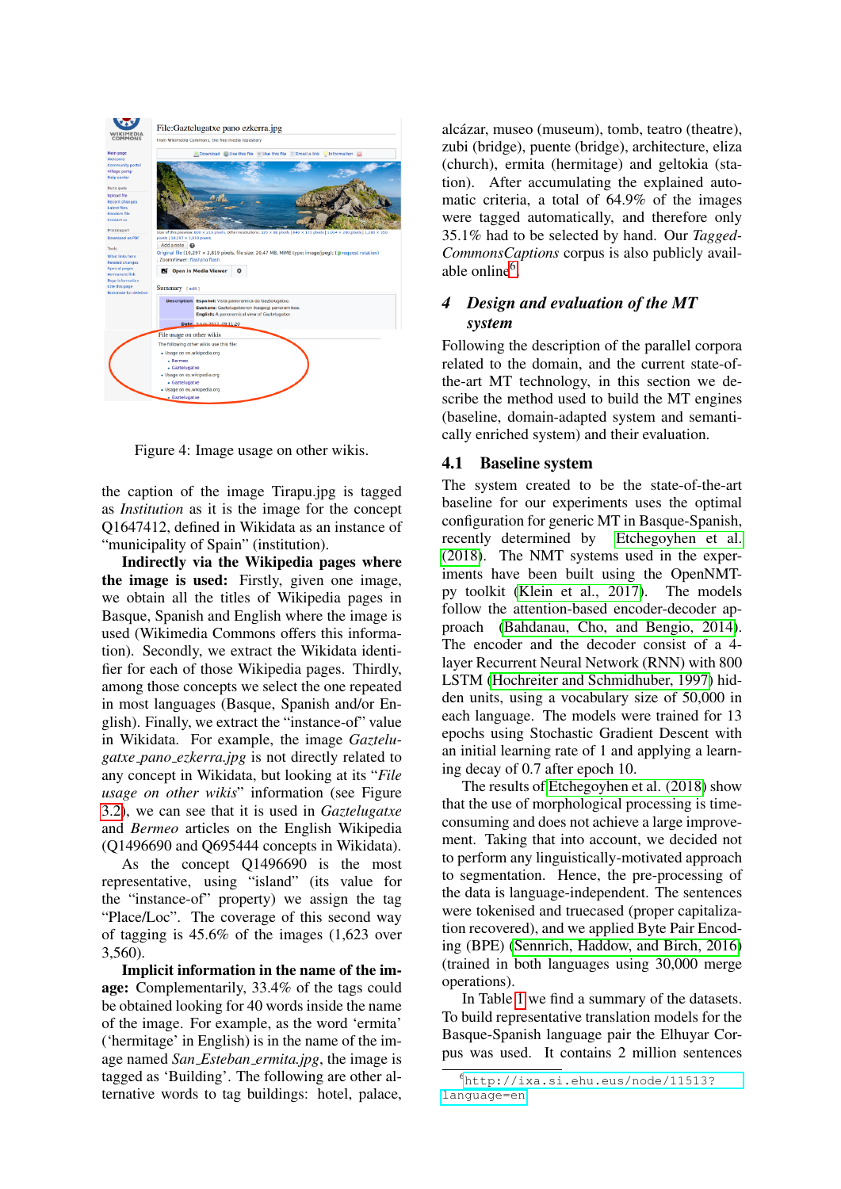Figure 4: Image usage on other wikis.

the caption of the image Tirapu.jpg is tagged as *Institution* as it is the image for the concept Q1647412, defined in Wikidata as an instance of "municipality of Spain" (institution).

**Indirectly via the Wikipedia pages where the image is used:** Firstly, given one image, we obtain all the titles of Wikipedia pages in Basque, Spanish and English where the image is used (Wikimedia Commons offers this information). Secondly, we extract the Wikidata identifier for each of those Wikipedia pages. Thirdly, among those concepts we select the one repeated in most languages (Basque, Spanish and/or English). Finally, we extract the "instance-of" value in Wikidata. For example, the image *Gaztelugatxe_pano_ezkerra.jpg* is not directly related to any concept in Wikidata, but looking at its "*File usage on other wikis*" information (see Figure 3.2), we can see that it is used in *Gaztelugatxe* and *Bermeo* articles on the English Wikipedia (Q1496690 and Q695444 concepts in Wikidata).

As the concept Q1496690 is the most representative, using "island" (its value for the "instance-of" property) we assign the tag "Place/Loc". The coverage of this second way of tagging is 45.6% of the images (1,623 over 3,560).

**Implicit information in the name of the image:** Complementarily, 33.4% of the tags could be obtained looking for 40 words inside the name of the image. For example, as the word 'ermita' ('hermitage' in English) is in the name of the image named *San_Esteban_ermita.jpg*, the image is tagged as 'Building'. The following are other alternative words to tag buildings: hotel, palace, alcázar, museo (museum), tomb, teatro (theatre), zubi (bridge), puente (bridge), architecture, eliza (church), ermita (hermitage) and geltokia (station). After accumulating the explained automatic criteria, a total of 64.9% of the images were tagged automatically, and therefore only 35.1% had to be selected by hand. Our *TaggedCommonsCaptions* corpus is also publicly available online[6].

## 4 Design and evaluation of the MT system

Following the description of the parallel corpora related to the domain, and the current state-of-the-art MT technology, in this section we describe the method used to build the MT engines (baseline, domain-adapted system and semantically enriched system) and their evaluation.

### 4.1 Baseline system

The system created to be the state-of-the-art baseline for our experiments uses the optimal configuration for generic MT in Basque-Spanish, recently determined by Etchegoyhen et al. (2018). The NMT systems used in the experiments have been built using the OpenNMT-py toolkit (Klein et al., 2017). The models follow the attention-based encoder-decoder approach (Bahdanau, Cho, and Bengio, 2014). The encoder and the decoder consist of a 4-layer Recurrent Neural Network (RNN) with 800 LSTM (Hochreiter and Schmidhuber, 1997) hidden units, using a vocabulary size of 50,000 in each language. The models were trained for 13 epochs using Stochastic Gradient Descent with an initial learning rate of 1 and applying a learning decay of 0.7 after epoch 10.

The results of Etchegoyhen et al. (2018) show that the use of morphological processing is time-consuming and does not achieve a large improvement. Taking that into account, we decided not to perform any linguistically-motivated approach to segmentation. Hence, the pre-processing of the data is language-independent. The sentences were tokenised and truecased (proper capitalization recovered), and we applied Byte Pair Encoding (BPE) (Sennrich, Haddow, and Birch, 2016) (trained in both languages using 30,000 merge operations).

In Table 1 we find a summary of the datasets. To build representative translation models for the Basque-Spanish language pair the Elhuyar Corpus was used. It contains 2 million sentences

[6] http://ixa.si.ehu.eus/node/11513?language=en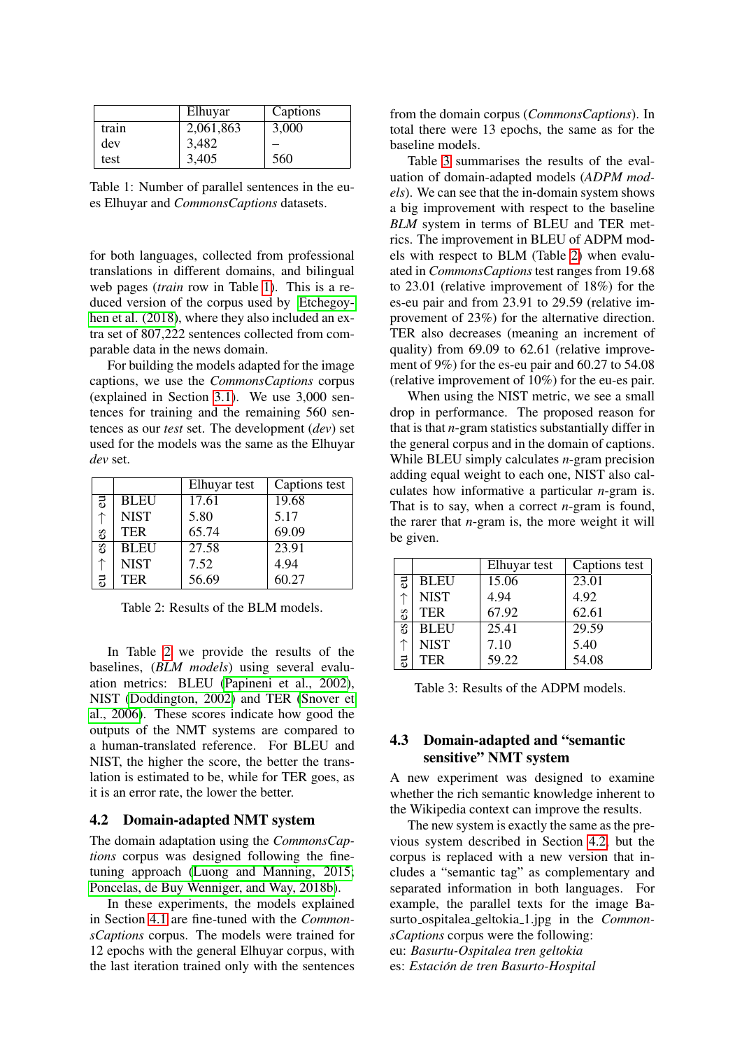|  | Elhuyar | Captions |
|---|---|---|
| train | 2,061,863 | 3,000 |
| dev | 3,482 | – |
| test | 3,405 | 560 |

Table 1: Number of parallel sentences in the eu-es Elhuyar and *CommonsCaptions* datasets.

for both languages, collected from professional translations in different domains, and bilingual web pages (*train* row in Table 1). This is a reduced version of the corpus used by Etchegoyhen et al. (2018), where they also included an extra set of 807,222 sentences collected from comparable data in the news domain.

For building the models adapted for the image captions, we use the *CommonsCaptions* corpus (explained in Section 3.1). We use 3,000 sentences for training and the remaining 560 sentences as our *test* set. The development (*dev*) set used for the models was the same as the Elhuyar *dev* set.

|  |  | Elhuyar test | Captions test |
|---|---|---|---|
| es → eu | BLEU | 17.61 | 19.68 |
|  | NIST | 5.80 | 5.17 |
|  | TER | 65.74 | 69.09 |
| eu → es | BLEU | 27.58 | 23.91 |
|  | NIST | 7.52 | 4.94 |
|  | TER | 56.69 | 60.27 |

Table 2: Results of the BLM models.

In Table 2 we provide the results of the baselines, (*BLM models*) using several evaluation metrics: BLEU (Papineni et al., 2002), NIST (Doddington, 2002) and TER (Snover et al., 2006). These scores indicate how good the outputs of the NMT systems are compared to a human-translated reference. For BLEU and NIST, the higher the score, the better the translation is estimated to be, while for TER goes, as it is an error rate, the lower the better.

## 4.2 Domain-adapted NMT system

The domain adaptation using the *CommonsCaptions* corpus was designed following the fine-tuning approach (Luong and Manning, 2015; Poncelas, de Buy Wenniger, and Way, 2018b).

In these experiments, the models explained in Section 4.1 are fine-tuned with the *CommonsCaptions* corpus. The models were trained for 12 epochs with the general Elhuyar corpus, with the last iteration trained only with the sentences from the domain corpus (*CommonsCaptions*). In total there were 13 epochs, the same as for the baseline models.

Table 3 summarises the results of the evaluation of domain-adapted models (*ADPM models*). We can see that the in-domain system shows a big improvement with respect to the baseline *BLM* system in terms of BLEU and TER metrics. The improvement in BLEU of ADPM models with respect to BLM (Table 2) when evaluated in *CommonsCaptions* test ranges from 19.68 to 23.01 (relative improvement of 18%) for the es-eu pair and from 23.91 to 29.59 (relative improvement of 23%) for the alternative direction. TER also decreases (meaning an increment of quality) from 69.09 to 62.61 (relative improvement of 9%) for the es-eu pair and 60.27 to 54.08 (relative improvement of 10%) for the eu-es pair.

When using the NIST metric, we see a small drop in performance. The proposed reason for that is that *n*-gram statistics substantially differ in the general corpus and in the domain of captions. While BLEU simply calculates *n*-gram precision adding equal weight to each one, NIST also calculates how informative a particular *n*-gram is. That is to say, when a correct *n*-gram is found, the rarer that *n*-gram is, the more weight it will be given.

|  |  | Elhuyar test | Captions test |
|---|---|---|---|
| es → eu | BLEU | 15.06 | 23.01 |
|  | NIST | 4.94 | 4.92 |
|  | TER | 67.92 | 62.61 |
| eu → es | BLEU | 25.41 | 29.59 |
|  | NIST | 7.10 | 5.40 |
|  | TER | 59.22 | 54.08 |

Table 3: Results of the ADPM models.

## 4.3 Domain-adapted and "semantic sensitive" NMT system

A new experiment was designed to examine whether the rich semantic knowledge inherent to the Wikipedia context can improve the results.

The new system is exactly the same as the previous system described in Section 4.2, but the corpus is replaced with a new version that includes a "semantic tag" as complementary and separated information in both languages. For example, the parallel texts for the image Basurto_ospitalea_geltokia_1.jpg in the *CommonsCaptions* corpus were the following:

eu: *Basurtu-Ospitalea tren geltokia*
es: *Estación de tren Basurto-Hospital*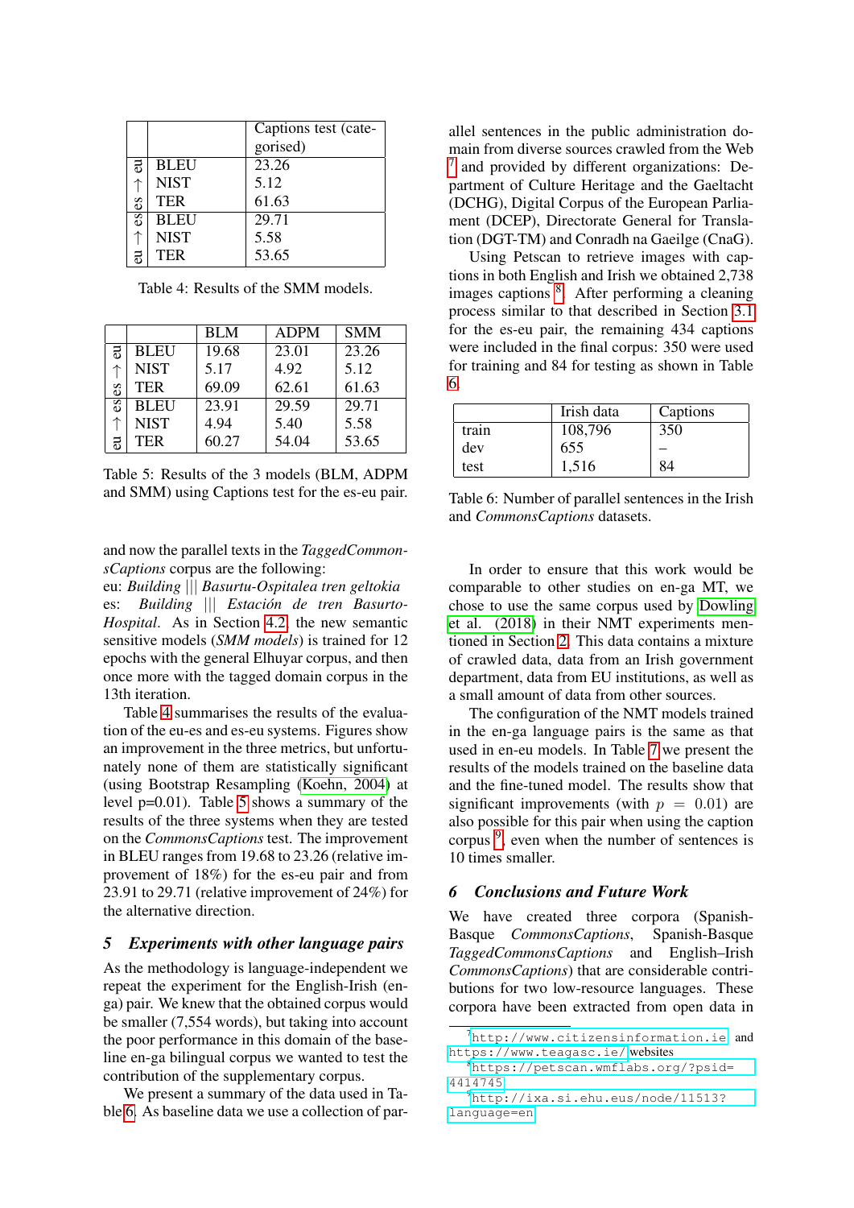| | | Captions test (categorised) |
|---|---|---|
| es → eu | BLEU | 23.26 |
| | NIST | 5.12 |
| | TER | 61.63 |
| eu → es | BLEU | 29.71 |
| | NIST | 5.58 |
| | TER | 53.65 |

Table 4: Results of the SMM models.

| | | BLM | ADPM | SMM |
|---|---|---|---|---|
| es → eu | BLEU | 19.68 | 23.01 | 23.26 |
| | NIST | 5.17 | 4.92 | 5.12 |
| | TER | 69.09 | 62.61 | 61.63 |
| eu → es | BLEU | 23.91 | 29.59 | 29.71 |
| | NIST | 4.94 | 5.40 | 5.58 |
| | TER | 60.27 | 54.04 | 53.65 |

Table 5: Results of the 3 models (BLM, ADPM and SMM) using Captions test for the es-eu pair.

and now the parallel texts in the *TaggedCommonsCaptions* corpus are the following:
eu: *Building* ||| *Basurtu-Ospitalea tren geltokia*
es: *Building* ||| *Estación de tren Basurto-Hospital*. As in Section 4.2, the new semantic sensitive models (*SMM models*) is trained for 12 epochs with the general Elhuyar corpus, and then once more with the tagged domain corpus in the 13th iteration.

Table 4 summarises the results of the evaluation of the eu-es and es-eu systems. Figures show an improvement in the three metrics, but unfortunately none of them are statistically significant (using Bootstrap Resampling (Koehn, 2004) at level p=0.01). Table 5 shows a summary of the results of the three systems when they are tested on the *CommonsCaptions* test. The improvement in BLEU ranges from 19.68 to 23.26 (relative improvement of 18%) for the es-eu pair and from 23.91 to 29.71 (relative improvement of 24%) for the alternative direction.

## 5 Experiments with other language pairs

As the methodology is language-independent we repeat the experiment for the English-Irish (en-ga) pair. We knew that the obtained corpus would be smaller (7,554 words), but taking into account the poor performance in this domain of the baseline en-ga bilingual corpus we wanted to test the contribution of the supplementary corpus.

We present a summary of the data used in Table 6. As baseline data we use a collection of parallel sentences in the public administration domain from diverse sources crawled from the Web [7] and provided by different organizations: Department of Culture Heritage and the Gaeltacht (DCHG), Digital Corpus of the European Parliament (DCEP), Directorate General for Translation (DGT-TM) and Conradh na Gaeilge (CnaG).

Using Petscan to retrieve images with captions in both English and Irish we obtained 2,738 images captions [8]. After performing a cleaning process similar to that described in Section 3.1 for the es-eu pair, the remaining 434 captions were included in the final corpus: 350 were used for training and 84 for testing as shown in Table 6.

| | Irish data | Captions |
|---|---|---|
| train | 108,796 | 350 |
| dev | 655 | – |
| test | 1,516 | 84 |

Table 6: Number of parallel sentences in the Irish and *CommonsCaptions* datasets.

In order to ensure that this work would be comparable to other studies on en-ga MT, we chose to use the same corpus used by Dowling et al. (2018) in their NMT experiments mentioned in Section 2. This data contains a mixture of crawled data, data from an Irish government department, data from EU institutions, as well as a small amount of data from other sources.

The configuration of the NMT models trained in the en-ga language pairs is the same as that used in en-eu models. In Table 7 we present the results of the models trained on the baseline data and the fine-tuned model. The results show that significant improvements (with $p = 0.01$) are also possible for this pair when using the caption corpus [9], even when the number of sentences is 10 times smaller.

## 6 Conclusions and Future Work

We have created three corpora (Spanish-Basque *CommonsCaptions*, Spanish-Basque *TaggedCommonsCaptions* and English–Irish *CommonsCaptions*) that are considerable contributions for two low-resource languages. These corpora have been extracted from open data in

[7] http://www.citizensinformation.ie and https://www.teagasc.ie/ websites

[8] https://petscan.wmflabs.org/?psid=4414745

[9] http://ixa.si.ehu.eus/node/11513?language=en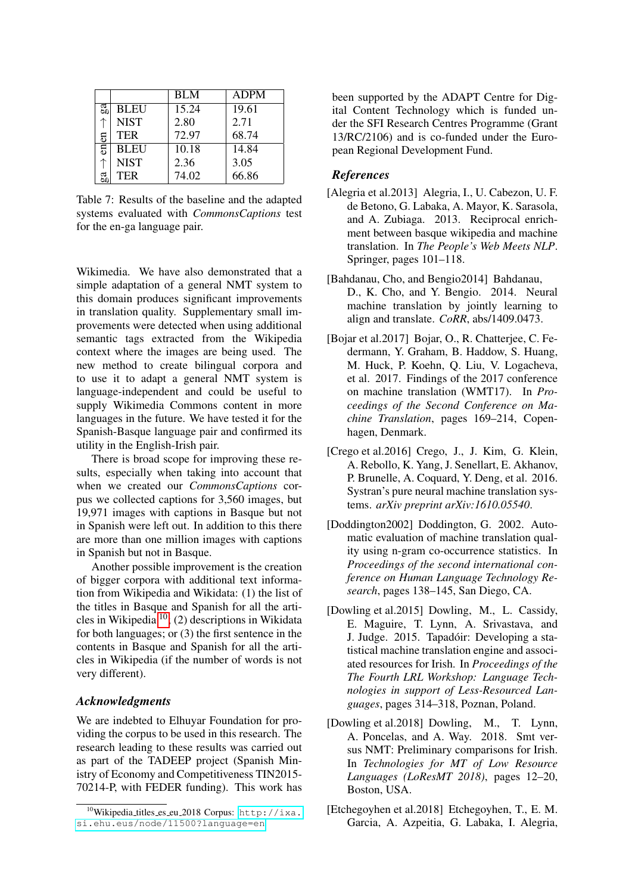| | | BLM | ADPM |
|---|---|---|---|
| en → ga | BLEU | 15.24 | 19.61 |
| | NIST | 2.80 | 2.71 |
| | TER | 72.97 | 68.74 |
| ga → en | BLEU | 10.18 | 14.84 |
| | NIST | 2.36 | 3.05 |
| | TER | 74.02 | 66.86 |

Table 7: Results of the baseline and the adapted systems evaluated with *CommonsCaptions* test for the en-ga language pair.

Wikimedia. We have also demonstrated that a simple adaptation of a general NMT system to this domain produces significant improvements in translation quality. Supplementary small improvements were detected when using additional semantic tags extracted from the Wikipedia context where the images are being used. The new method to create bilingual corpora and to use it to adapt a general NMT system is language-independent and could be useful to supply Wikimedia Commons content in more languages in the future. We have tested it for the Spanish-Basque language pair and confirmed its utility in the English-Irish pair.

There is broad scope for improving these results, especially when taking into account that when we created our *CommonsCaptions* corpus we collected captions for 3,560 images, but 19,971 images with captions in Basque but not in Spanish were left out. In addition to this there are more than one million images with captions in Spanish but not in Basque.

Another possible improvement is the creation of bigger corpora with additional text information from Wikipedia and Wikidata: (1) the list of the titles in Basque and Spanish for all the articles in Wikipedia[10], (2) descriptions in Wikidata for both languages; or (3) the first sentence in the contents in Basque and Spanish for all the articles in Wikipedia (if the number of words is not very different).

## Acknowledgments

We are indebted to Elhuyar Foundation for providing the corpus to be used in this research. The research leading to these results was carried out as part of the TADEEP project (Spanish Ministry of Economy and Competitiveness TIN2015-70214-P, with FEDER funding). This work has been supported by the ADAPT Centre for Digital Content Technology which is funded under the SFI Research Centres Programme (Grant 13/RC/2106) and is co-funded under the European Regional Development Fund.

[10] Wikipedia_titles_es_eu_2018 Corpus: http://ixa.si.ehu.eus/node/11500?language=en

## References

[Alegria et al.2013] Alegria, I., U. Cabezon, U. F. de Betono, G. Labaka, A. Mayor, K. Sarasola, and A. Zubiaga. 2013. Reciprocal enrichment between basque wikipedia and machine translation. In *The People's Web Meets NLP*. Springer, pages 101–118.

[Bahdanau, Cho, and Bengio2014] Bahdanau, D., K. Cho, and Y. Bengio. 2014. Neural machine translation by jointly learning to align and translate. *CoRR*, abs/1409.0473.

[Bojar et al.2017] Bojar, O., R. Chatterjee, C. Federmann, Y. Graham, B. Haddow, S. Huang, M. Huck, P. Koehn, Q. Liu, V. Logacheva, et al. 2017. Findings of the 2017 conference on machine translation (WMT17). In *Proceedings of the Second Conference on Machine Translation*, pages 169–214, Copenhagen, Denmark.

[Crego et al.2016] Crego, J., J. Kim, G. Klein, A. Rebollo, K. Yang, J. Senellart, E. Akhanov, P. Brunelle, A. Coquard, Y. Deng, et al. 2016. Systran's pure neural machine translation systems. *arXiv preprint arXiv:1610.05540*.

[Doddington2002] Doddington, G. 2002. Automatic evaluation of machine translation quality using n-gram co-occurrence statistics. In *Proceedings of the second international conference on Human Language Technology Research*, pages 138–145, San Diego, CA.

[Dowling et al.2015] Dowling, M., L. Cassidy, E. Maguire, T. Lynn, A. Srivastava, and J. Judge. 2015. Tapadóir: Developing a statistical machine translation engine and associated resources for Irish. In *Proceedings of the The Fourth LRL Workshop: Language Technologies in support of Less-Resourced Languages*, pages 314–318, Poznan, Poland.

[Dowling et al.2018] Dowling, M., T. Lynn, A. Poncelas, and A. Way. 2018. Smt versus NMT: Preliminary comparisons for Irish. In *Technologies for MT of Low Resource Languages (LoResMT 2018)*, pages 12–20, Boston, USA.

[Etchegoyhen et al.2018] Etchegoyhen, T., E. M. Garcia, A. Azpeitia, G. Labaka, I. Alegria,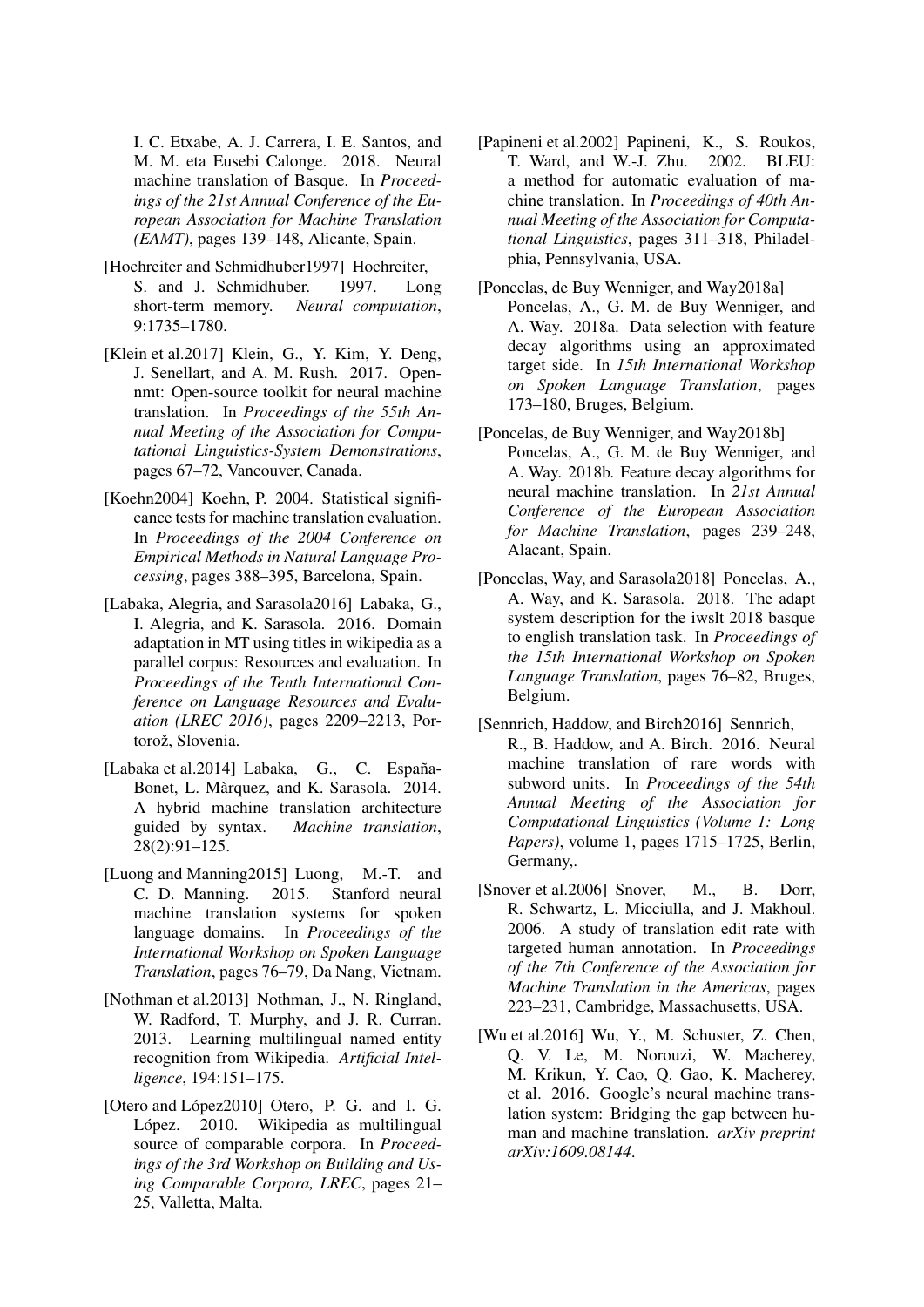I. C. Etxabe, A. J. Carrera, I. E. Santos, and M. M. eta Eusebi Calonge. 2018. Neural machine translation of Basque. In *Proceedings of the 21st Annual Conference of the European Association for Machine Translation (EAMT)*, pages 139–148, Alicante, Spain.

[Hochreiter and Schmidhuber1997] Hochreiter, S. and J. Schmidhuber. 1997. Long short-term memory. *Neural computation*, 9:1735–1780.

[Klein et al.2017] Klein, G., Y. Kim, Y. Deng, J. Senellart, and A. M. Rush. 2017. Opennmt: Open-source toolkit for neural machine translation. In *Proceedings of the 55th Annual Meeting of the Association for Computational Linguistics-System Demonstrations*, pages 67–72, Vancouver, Canada.

[Koehn2004] Koehn, P. 2004. Statistical significance tests for machine translation evaluation. In *Proceedings of the 2004 Conference on Empirical Methods in Natural Language Processing*, pages 388–395, Barcelona, Spain.

[Labaka, Alegria, and Sarasola2016] Labaka, G., I. Alegria, and K. Sarasola. 2016. Domain adaptation in MT using titles in wikipedia as a parallel corpus: Resources and evaluation. In *Proceedings of the Tenth International Conference on Language Resources and Evaluation (LREC 2016)*, pages 2209–2213, Portorož, Slovenia.

[Labaka et al.2014] Labaka, G., C. España-Bonet, L. Màrquez, and K. Sarasola. 2014. A hybrid machine translation architecture guided by syntax. *Machine translation*, 28(2):91–125.

[Luong and Manning2015] Luong, M.-T. and C. D. Manning. 2015. Stanford neural machine translation systems for spoken language domains. In *Proceedings of the International Workshop on Spoken Language Translation*, pages 76–79, Da Nang, Vietnam.

[Nothman et al.2013] Nothman, J., N. Ringland, W. Radford, T. Murphy, and J. R. Curran. 2013. Learning multilingual named entity recognition from Wikipedia. *Artificial Intelligence*, 194:151–175.

[Otero and López2010] Otero, P. G. and I. G. López. 2010. Wikipedia as multilingual source of comparable corpora. In *Proceedings of the 3rd Workshop on Building and Using Comparable Corpora, LREC*, pages 21–25, Valletta, Malta.

[Papineni et al.2002] Papineni, K., S. Roukos, T. Ward, and W.-J. Zhu. 2002. BLEU: a method for automatic evaluation of machine translation. In *Proceedings of 40th Annual Meeting of the Association for Computational Linguistics*, pages 311–318, Philadelphia, Pennsylvania, USA.

[Poncelas, de Buy Wenniger, and Way2018a] Poncelas, A., G. M. de Buy Wenniger, and A. Way. 2018a. Data selection with feature decay algorithms using an approximated target side. In *15th International Workshop on Spoken Language Translation*, pages 173–180, Bruges, Belgium.

[Poncelas, de Buy Wenniger, and Way2018b] Poncelas, A., G. M. de Buy Wenniger, and A. Way. 2018b. Feature decay algorithms for neural machine translation. In *21st Annual Conference of the European Association for Machine Translation*, pages 239–248, Alacant, Spain.

[Poncelas, Way, and Sarasola2018] Poncelas, A., A. Way, and K. Sarasola. 2018. The adapt system description for the iwslt 2018 basque to english translation task. In *Proceedings of the 15th International Workshop on Spoken Language Translation*, pages 76–82, Bruges, Belgium.

[Sennrich, Haddow, and Birch2016] Sennrich, R., B. Haddow, and A. Birch. 2016. Neural machine translation of rare words with subword units. In *Proceedings of the 54th Annual Meeting of the Association for Computational Linguistics (Volume 1: Long Papers)*, volume 1, pages 1715–1725, Berlin, Germany,.

[Snover et al.2006] Snover, M., B. Dorr, R. Schwartz, L. Micciulla, and J. Makhoul. 2006. A study of translation edit rate with targeted human annotation. In *Proceedings of the 7th Conference of the Association for Machine Translation in the Americas*, pages 223–231, Cambridge, Massachusetts, USA.

[Wu et al.2016] Wu, Y., M. Schuster, Z. Chen, Q. V. Le, M. Norouzi, W. Macherey, M. Krikun, Y. Cao, Q. Gao, K. Macherey, et al. 2016. Google's neural machine translation system: Bridging the gap between human and machine translation. *arXiv preprint arXiv:1609.08144*.